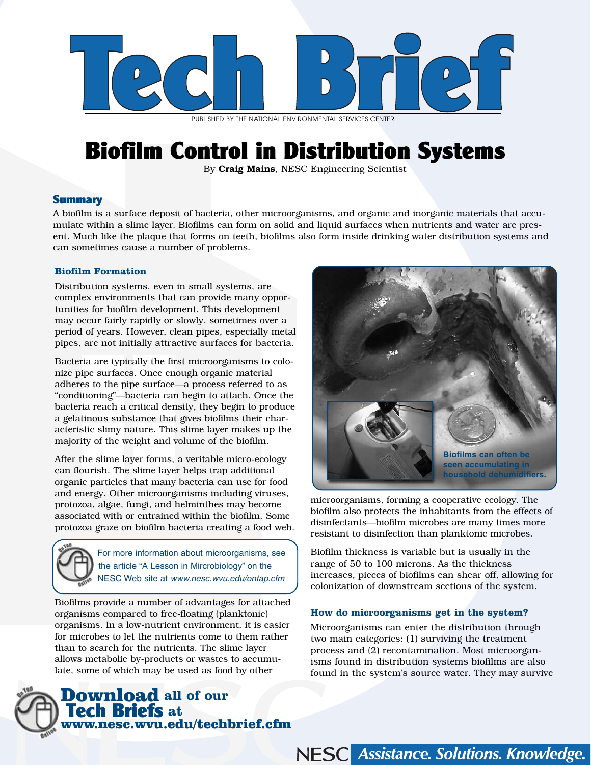# Tech Brief

PUBLISHED BY THE NATIONAL ENVIRONMENTAL SERVICES CENTER

# Biofilm Control in Distribution Systems

By **Craig Mains**, NESC Engineering Scientist

## Summary

A biofilm is a surface deposit of bacteria, other microorganisms, and organic and inorganic materials that accumulate within a slime layer. Biofilms can form on solid and liquid surfaces when nutrients and water are present. Much like the plaque that forms on teeth, biofilms also form inside drinking water distribution systems and can sometimes cause a number of problems.

### Biofilm Formation

Distribution systems, even in small systems, are complex environments that can provide many opportunities for biofilm development. This development may occur fairly rapidly or slowly, sometimes over a period of years. However, clean pipes, especially metal pipes, are not initially attractive surfaces for bacteria.

Bacteria are typically the first microorganisms to colonize pipe surfaces. Once enough organic material adheres to the pipe surface—a process referred to as "conditioning"—bacteria can begin to attach. Once the bacteria reach a critical density, they begin to produce a gelatinous substance that gives biofilms their characteristic slimy nature. This slime layer makes up the majority of the weight and volume of the biofilm.

After the slime layer forms, a veritable micro-ecology can flourish. The slime layer helps trap additional organic particles that many bacteria can use for food and energy. Other microorganisms including viruses, protozoa, algae, fungi, and helminthes may become associated with or entrained within the biofilm. Some protozoa graze on biofilm bacteria creating a food web.

For more information about microorganisms, see the article "A Lesson in Mircrobiology" on the NESC Web site at *www.nesc.wvu.edu/ontap.cfm*

Biofilms provide a number of advantages for attached organisms compared to free-floating (planktonic) organisms. In a low-nutrient environment, it is easier for microbes to let the nutrients come to them rather than to search for the nutrients. The slime layer allows metabolic by-products or wastes to accumulate, some of which may be used as food by other microorganisms, forming a cooperative ecology. The biofilm also protects the inhabitants from the effects of disinfectants—biofilm microbes are many times more resistant to disinfection than planktonic microbes.

Biofilms can often be seen accumulating in household dehumidifiers.

Biofilm thickness is variable but is usually in the range of 50 to 100 microns. As the thickness increases, pieces of biofilms can shear off, allowing for colonization of downstream sections of the system.

### How do microorganisms get in the system?

Microorganisms can enter the distribution through two main categories: (1) surviving the treatment process and (2) recontamination. Most microorganisms found in distribution systems biofilms are also found in the system's source water. They may survive

**Download all of our Tech Briefs at www.nesc.wvu.edu/techbrief.cfm**

NESC *Assistance. Solutions. Knowledge.*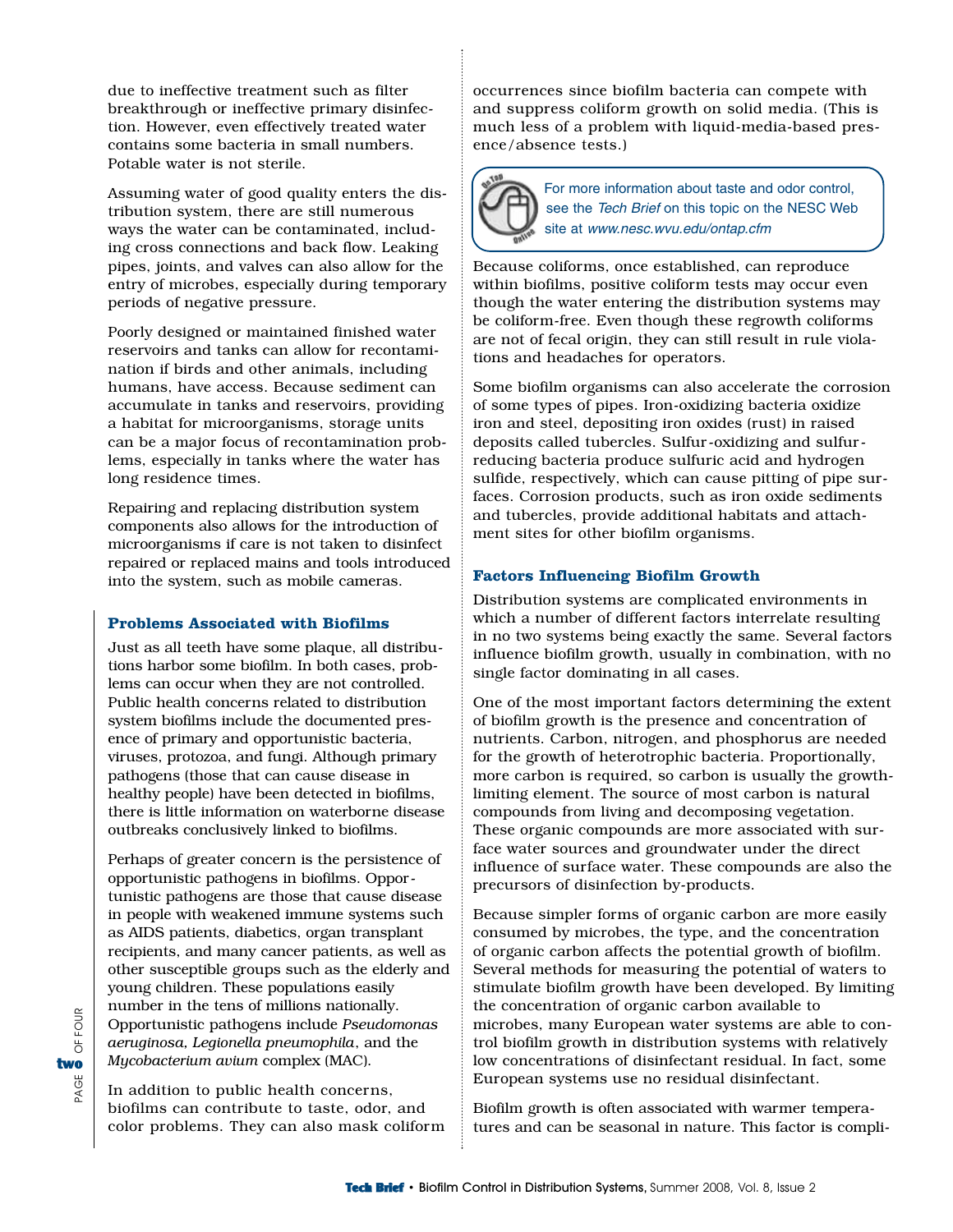due to ineffective treatment such as filter breakthrough or ineffective primary disinfection. However, even effectively treated water contains some bacteria in small numbers. Potable water is not sterile.

Assuming water of good quality enters the distribution system, there are still numerous ways the water can be contaminated, including cross connections and back flow. Leaking pipes, joints, and valves can also allow for the entry of microbes, especially during temporary periods of negative pressure.

Poorly designed or maintained finished water reservoirs and tanks can allow for recontamination if birds and other animals, including humans, have access. Because sediment can accumulate in tanks and reservoirs, providing a habitat for microorganisms, storage units can be a major focus of recontamination problems, especially in tanks where the water has long residence times.

Repairing and replacing distribution system components also allows for the introduction of microorganisms if care is not taken to disinfect repaired or replaced mains and tools introduced into the system, such as mobile cameras.

### Problems Associated with Biofilms

Just as all teeth have some plaque, all distributions harbor some biofilm. In both cases, problems can occur when they are not controlled. Public health concerns related to distribution system biofilms include the documented presence of primary and opportunistic bacteria, viruses, protozoa, and fungi. Although primary pathogens (those that can cause disease in healthy people) have been detected in biofilms, there is little information on waterborne disease outbreaks conclusively linked to biofilms.

Perhaps of greater concern is the persistence of opportunistic pathogens in biofilms. Opportunistic pathogens are those that cause disease in people with weakened immune systems such as AIDS patients, diabetics, organ transplant recipients, and many cancer patients, as well as other susceptible groups such as the elderly and young children. These populations easily number in the tens of millions nationally. Opportunistic pathogens include *Pseudomonas aeruginosa*, *Legionella pneumophila*, and the *Mycobacterium avium* complex (MAC).

In addition to public health concerns, biofilms can contribute to taste, odor, and color problems. They can also mask coliform occurrences since biofilm bacteria can compete with and suppress coliform growth on solid media. (This is much less of a problem with liquid-media-based presence/absence tests.)

For more information about taste and odor control, see the *Tech Brief* on this topic on the NESC Web site at *www.nesc.wvu.edu/ontap.cfm*

Because coliforms, once established, can reproduce within biofilms, positive coliform tests may occur even though the water entering the distribution systems may be coliform-free. Even though these regrowth coliforms are not of fecal origin, they can still result in rule violations and headaches for operators.

Some biofilm organisms can also accelerate the corrosion of some types of pipes. Iron-oxidizing bacteria oxidize iron and steel, depositing iron oxides (rust) in raised deposits called tubercles. Sulfur-oxidizing and sulfur-reducing bacteria produce sulfuric acid and hydrogen sulfide, respectively, which can cause pitting of pipe surfaces. Corrosion products, such as iron oxide sediments and tubercles, provide additional habitats and attachment sites for other biofilm organisms.

### Factors Influencing Biofilm Growth

Distribution systems are complicated environments in which a number of different factors interrelate resulting in no two systems being exactly the same. Several factors influence biofilm growth, usually in combination, with no single factor dominating in all cases.

One of the most important factors determining the extent of biofilm growth is the presence and concentration of nutrients. Carbon, nitrogen, and phosphorus are needed for the growth of heterotrophic bacteria. Proportionally, more carbon is required, so carbon is usually the growth-limiting element. The source of most carbon is natural compounds from living and decomposing vegetation. These organic compounds are more associated with surface water sources and groundwater under the direct influence of surface water. These compounds are also the precursors of disinfection by-products.

Because simpler forms of organic carbon are more easily consumed by microbes, the type, and the concentration of organic carbon affects the potential growth of biofilm. Several methods for measuring the potential of waters to stimulate biofilm growth have been developed. By limiting the concentration of organic carbon available to microbes, many European water systems are able to control biofilm growth in distribution systems with relatively low concentrations of disinfectant residual. In fact, some European systems use no residual disinfectant.

Biofilm growth is often associated with warmer temperatures and can be seasonal in nature. This factor is compli-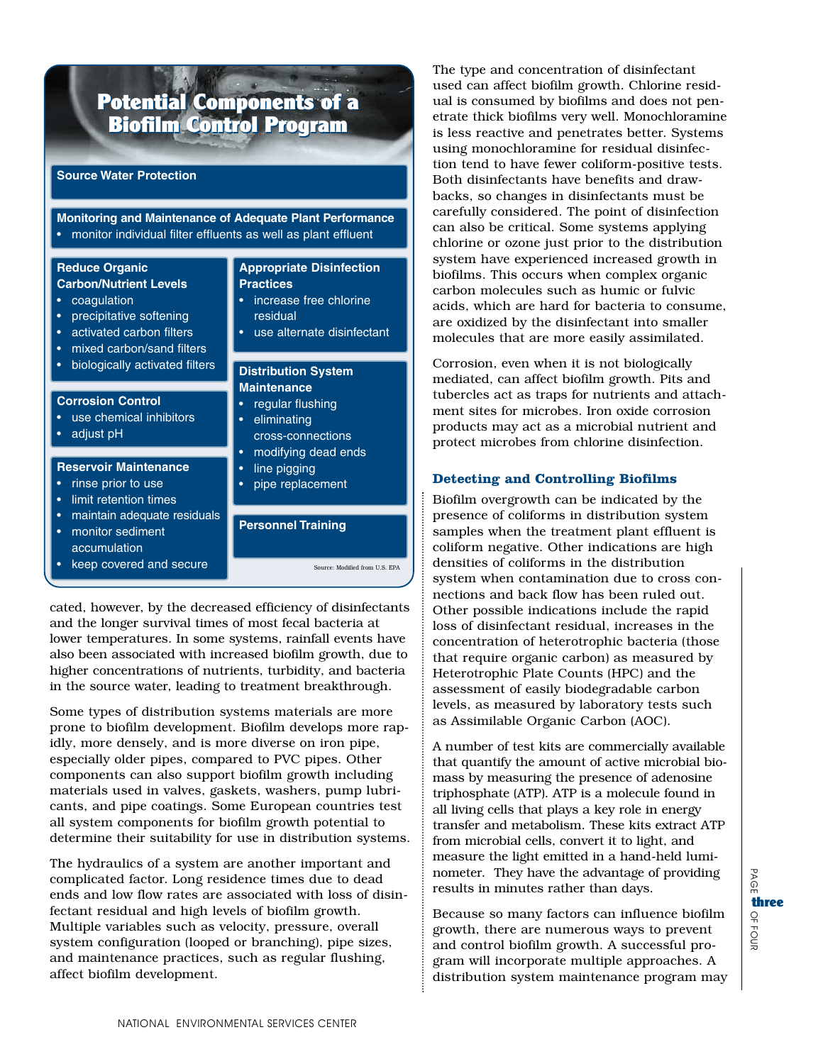## Potential Components of a Biofilm Control Program

**Source Water Protection**

**Monitoring and Maintenance of Adequate Plant Performance**
- monitor individual filter effluents as well as plant effluent

**Reduce Organic Carbon/Nutrient Levels**
- coagulation
- precipitative softening
- activated carbon filters
- mixed carbon/sand filters
- biologically activated filters

**Corrosion Control**
- use chemical inhibitors
- adjust pH

**Reservoir Maintenance**
- rinse prior to use
- limit retention times
- maintain adequate residuals
- monitor sediment accumulation
- keep covered and secure

**Appropriate Disinfection Practices**
- increase free chlorine residual
- use alternate disinfectant

**Distribution System Maintenance**
- regular flushing
- eliminating cross-connections
- modifying dead ends
- line pigging
- pipe replacement

**Personnel Training**

Source: Modified from U.S. EPA

cated, however, by the decreased efficiency of disinfectants and the longer survival times of most fecal bacteria at lower temperatures. In some systems, rainfall events have also been associated with increased biofilm growth, due to higher concentrations of nutrients, turbidity, and bacteria in the source water, leading to treatment breakthrough.

Some types of distribution systems materials are more prone to biofilm development. Biofilm develops more rapidly, more densely, and is more diverse on iron pipe, especially older pipes, compared to PVC pipes. Other components can also support biofilm growth including materials used in valves, gaskets, washers, pump lubricants, and pipe coatings. Some European countries test all system components for biofilm growth potential to determine their suitability for use in distribution systems.

The hydraulics of a system are another important and complicated factor. Long residence times due to dead ends and low flow rates are associated with loss of disinfectant residual and high levels of biofilm growth. Multiple variables such as velocity, pressure, overall system configuration (looped or branching), pipe sizes, and maintenance practices, such as regular flushing, affect biofilm development.

The type and concentration of disinfectant used can affect biofilm growth. Chlorine residual is consumed by biofilms and does not penetrate thick biofilms very well. Monochloramine is less reactive and penetrates better. Systems using monochloramine for residual disinfection tend to have fewer coliform-positive tests. Both disinfectants have benefits and drawbacks, so changes in disinfectants must be carefully considered. The point of disinfection can also be critical. Some systems applying chlorine or ozone just prior to the distribution system have experienced increased growth in biofilms. This occurs when complex organic carbon molecules such as humic or fulvic acids, which are hard for bacteria to consume, are oxidized by the disinfectant into smaller molecules that are more easily assimilated.

Corrosion, even when it is not biologically mediated, can affect biofilm growth. Pits and tubercles act as traps for nutrients and attachment sites for microbes. Iron oxide corrosion products may act as a microbial nutrient and protect microbes from chlorine disinfection.

### Detecting and Controlling Biofilms

Biofilm overgrowth can be indicated by the presence of coliforms in distribution system samples when the treatment plant effluent is coliform negative. Other indications are high densities of coliforms in the distribution system when contamination due to cross connections and back flow has been ruled out. Other possible indications include the rapid loss of disinfectant residual, increases in the concentration of heterotrophic bacteria (those that require organic carbon) as measured by Heterotrophic Plate Counts (HPC) and the assessment of easily biodegradable carbon levels, as measured by laboratory tests such as Assimilable Organic Carbon (AOC).

A number of test kits are commercially available that quantify the amount of active microbial biomass by measuring the presence of adenosine triphosphate (ATP). ATP is a molecule found in all living cells that plays a key role in energy transfer and metabolism. These kits extract ATP from microbial cells, convert it to light, and measure the light emitted in a hand-held luminometer. They have the advantage of providing results in minutes rather than days.

Because so many factors can influence biofilm growth, there are numerous ways to prevent and control biofilm growth. A successful program will incorporate multiple approaches. A distribution system maintenance program may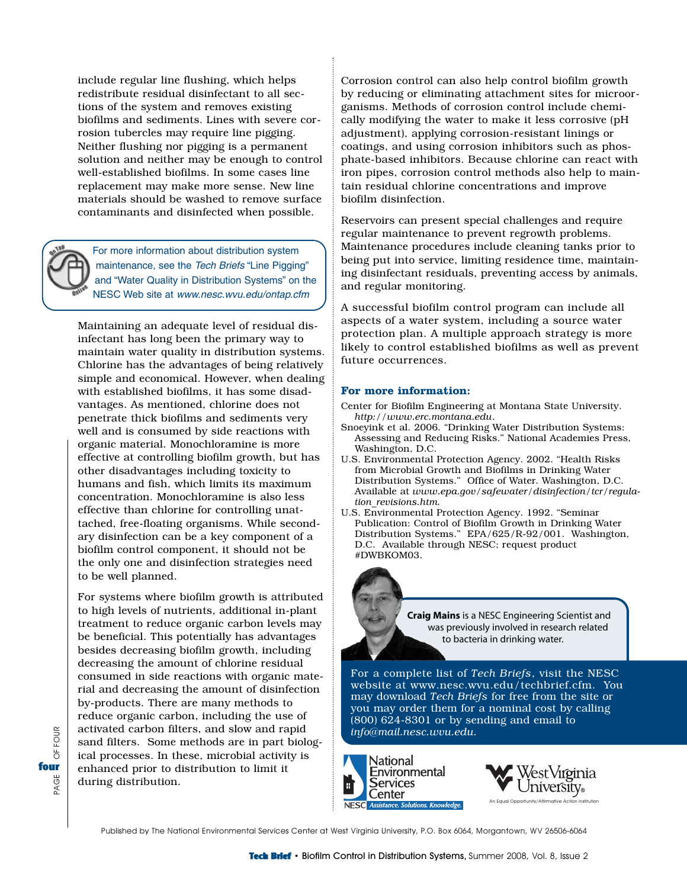include regular line flushing, which helps redistribute residual disinfectant to all sections of the system and removes existing biofilms and sediments. Lines with severe corrosion tubercles may require line pigging. Neither flushing nor pigging is a permanent solution and neither may be enough to control well-established biofilms. In some cases line replacement may make more sense. New line materials should be washed to remove surface contaminants and disinfected when possible.

For more information about distribution system maintenance, see the *Tech Briefs* "Line Pigging" and "Water Quality in Distribution Systems" on the NESC Web site at *www.nesc.wvu.edu/ontap.cfm*

Maintaining an adequate level of residual disinfectant has long been the primary way to maintain water quality in distribution systems. Chlorine has the advantages of being relatively simple and economical. However, when dealing with established biofilms, it has some disadvantages. As mentioned, chlorine does not penetrate thick biofilms and sediments very well and is consumed by side reactions with organic material. Monochloramine is more effective at controlling biofilm growth, but has other disadvantages including toxicity to humans and fish, which limits its maximum concentration. Monochloramine is also less effective than chlorine for controlling unattached, free-floating organisms. While secondary disinfection can be a key component of a biofilm control component, it should not be the only one and disinfection strategies need to be well planned.

For systems where biofilm growth is attributed to high levels of nutrients, additional in-plant treatment to reduce organic carbon levels may be beneficial. This potentially has advantages besides decreasing biofilm growth, including decreasing the amount of chlorine residual consumed in side reactions with organic material and decreasing the amount of disinfection by-products. There are many methods to reduce organic carbon, including the use of activated carbon filters, and slow and rapid sand filters. Some methods are in part biological processes. In these, microbial activity is enhanced prior to distribution to limit it during distribution.

Corrosion control can also help control biofilm growth by reducing or eliminating attachment sites for microorganisms. Methods of corrosion control include chemically modifying the water to make it less corrosive (pH adjustment), applying corrosion-resistant linings or coatings, and using corrosion inhibitors such as phosphate-based inhibitors. Because chlorine can react with iron pipes, corrosion control methods also help to maintain residual chlorine concentrations and improve biofilm disinfection.

Reservoirs can present special challenges and require regular maintenance to prevent regrowth problems. Maintenance procedures include cleaning tanks prior to being put into service, limiting residence time, maintaining disinfectant residuals, preventing access by animals, and regular monitoring.

A successful biofilm control program can include all aspects of a water system, including a source water protection plan. A multiple approach strategy is more likely to control established biofilms as well as prevent future occurrences.

### For more information:

Center for Biofilm Engineering at Montana State University. *http://www.erc.montana.edu*.

Snoeyink et al. 2006. "Drinking Water Distribution Systems: Assessing and Reducing Risks." National Academies Press, Washington, D.C.

U.S. Environmental Protection Agency. 2002. "Health Risks from Microbial Growth and Biofilms in Drinking Water Distribution Systems." Office of Water. Washington, D.C. Available at *www.epa.gov/safewater/disinfection/tcr/regulation_revisions.htm*.

U.S. Environmental Protection Agency. 1992. "Seminar Publication: Control of Biofilm Growth in Drinking Water Distribution Systems." EPA/625/R-92/001. Washington, D.C. Available through NESC; request product #DWBKOM03.

**Craig Mains** is a NESC Engineering Scientist and was previously involved in research related to bacteria in drinking water.

For a complete list of *Tech Briefs*, visit the NESC website at www.nesc.wvu.edu/techbrief.cfm. You may download *Tech Briefs* for free from the site or you may order them for a nominal cost by calling (800) 624-8301 or by sending and email to *info@mail.nesc.wvu.edu*.

National Environmental Services Center
NESC Assistance. Solutions. Knowledge.

West Virginia University
An Equal Opportunity/Affirmative Action Institution

Published by The National Environmental Services Center at West Virginia University, P.O. Box 6064, Morgantown, WV 26506-6064